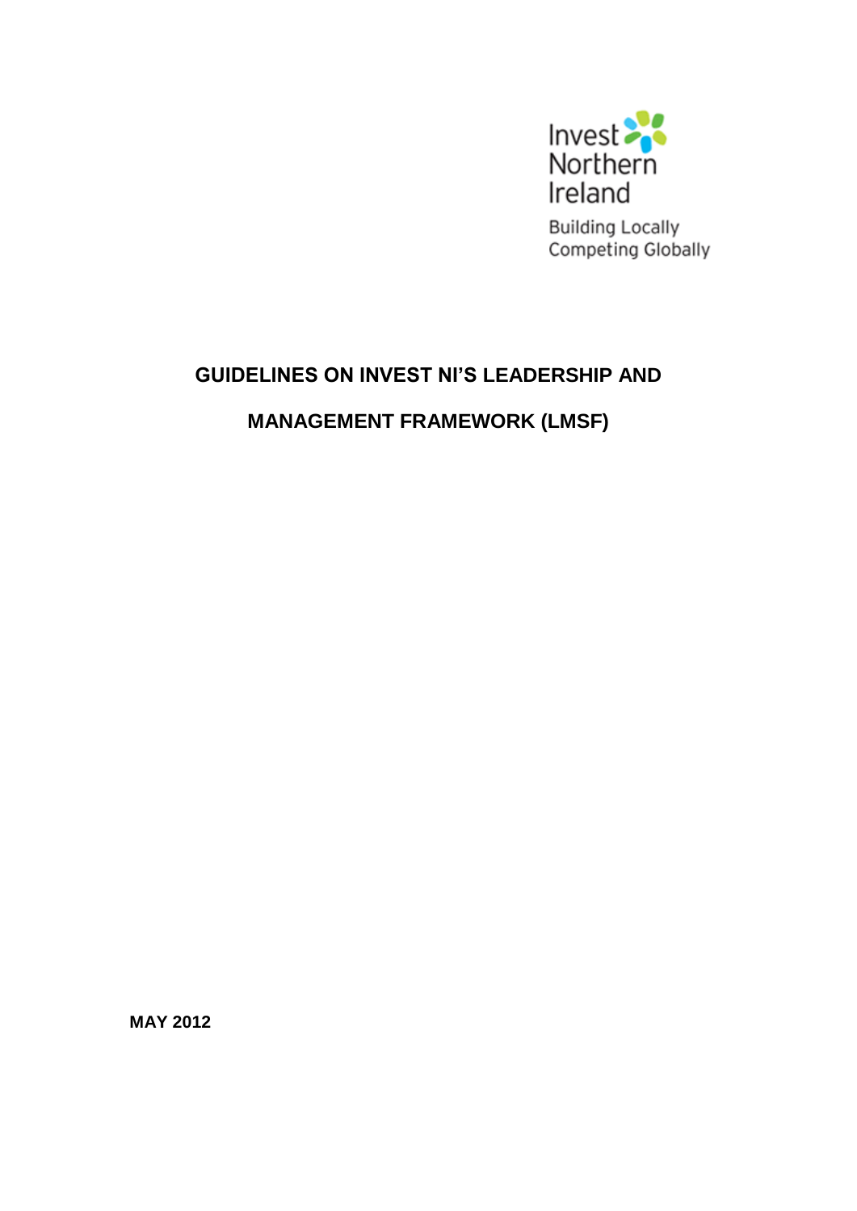Invest Northern Ireland

Building Locally
Competing Globally

# GUIDELINES ON INVEST NI'S LEADERSHIP AND MANAGEMENT FRAMEWORK (LMSF)

**MAY 2012**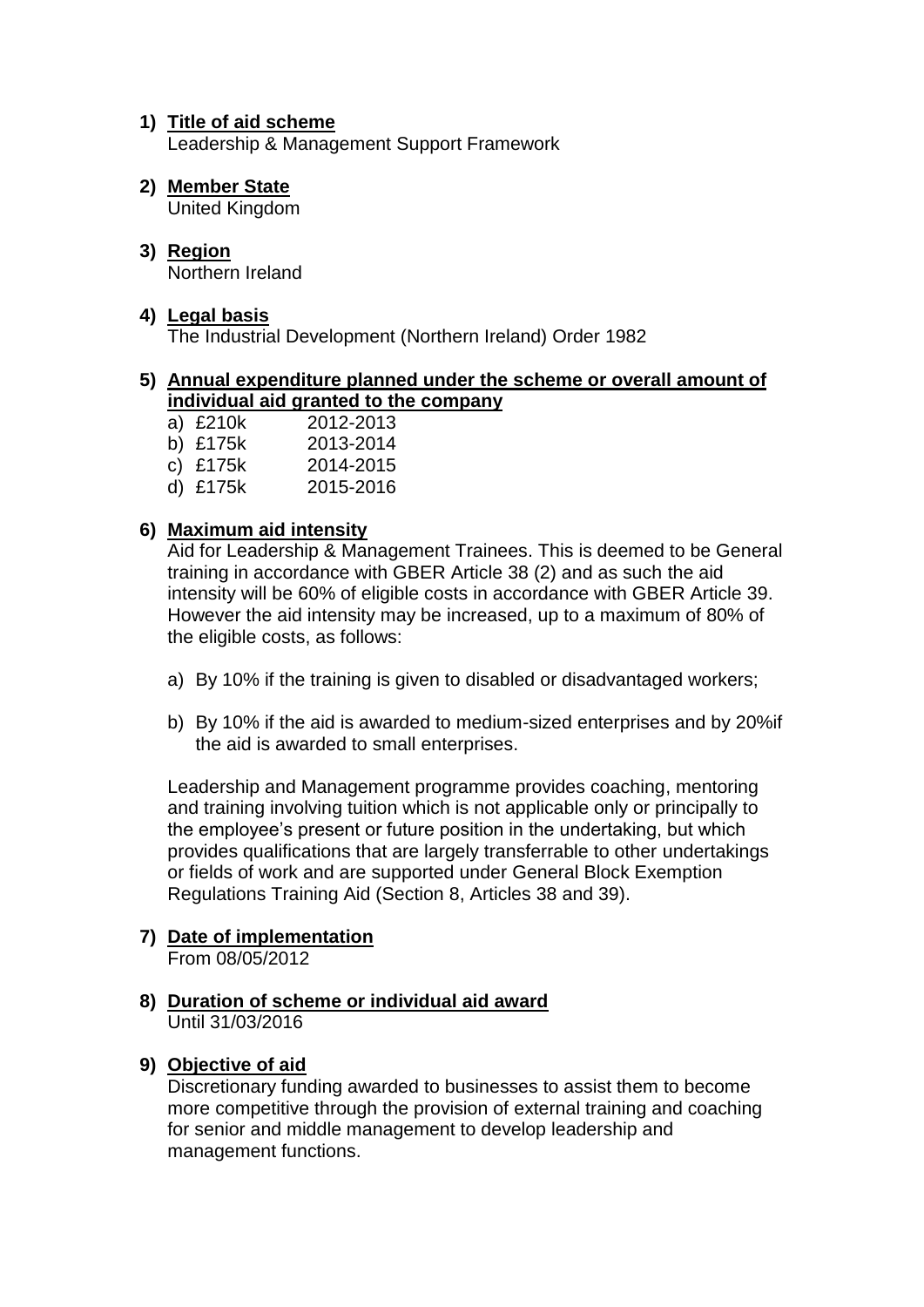1) **Title of aid scheme**
   Leadership & Management Support Framework

2) **Member State**
   United Kingdom

3) **Region**
   Northern Ireland

4) **Legal basis**
   The Industrial Development (Northern Ireland) Order 1982

5) **Annual expenditure planned under the scheme or overall amount of individual aid granted to the company**
   a) £210k 2012-2013
   b) £175k 2013-2014
   c) £175k 2014-2015
   d) £175k 2015-2016

6) **Maximum aid intensity**
   Aid for Leadership & Management Trainees. This is deemed to be General training in accordance with GBER Article 38 (2) and as such the aid intensity will be 60% of eligible costs in accordance with GBER Article 39. However the aid intensity may be increased, up to a maximum of 80% of the eligible costs, as follows:

   a) By 10% if the training is given to disabled or disadvantaged workers;

   b) By 10% if the aid is awarded to medium-sized enterprises and by 20%if the aid is awarded to small enterprises.

   Leadership and Management programme provides coaching, mentoring and training involving tuition which is not applicable only or principally to the employee's present or future position in the undertaking, but which provides qualifications that are largely transferrable to other undertakings or fields of work and are supported under General Block Exemption Regulations Training Aid (Section 8, Articles 38 and 39).

7) **Date of implementation**
   From 08/05/2012

8) **Duration of scheme or individual aid award**
   Until 31/03/2016

9) **Objective of aid**
   Discretionary funding awarded to businesses to assist them to become more competitive through the provision of external training and coaching for senior and middle management to develop leadership and management functions.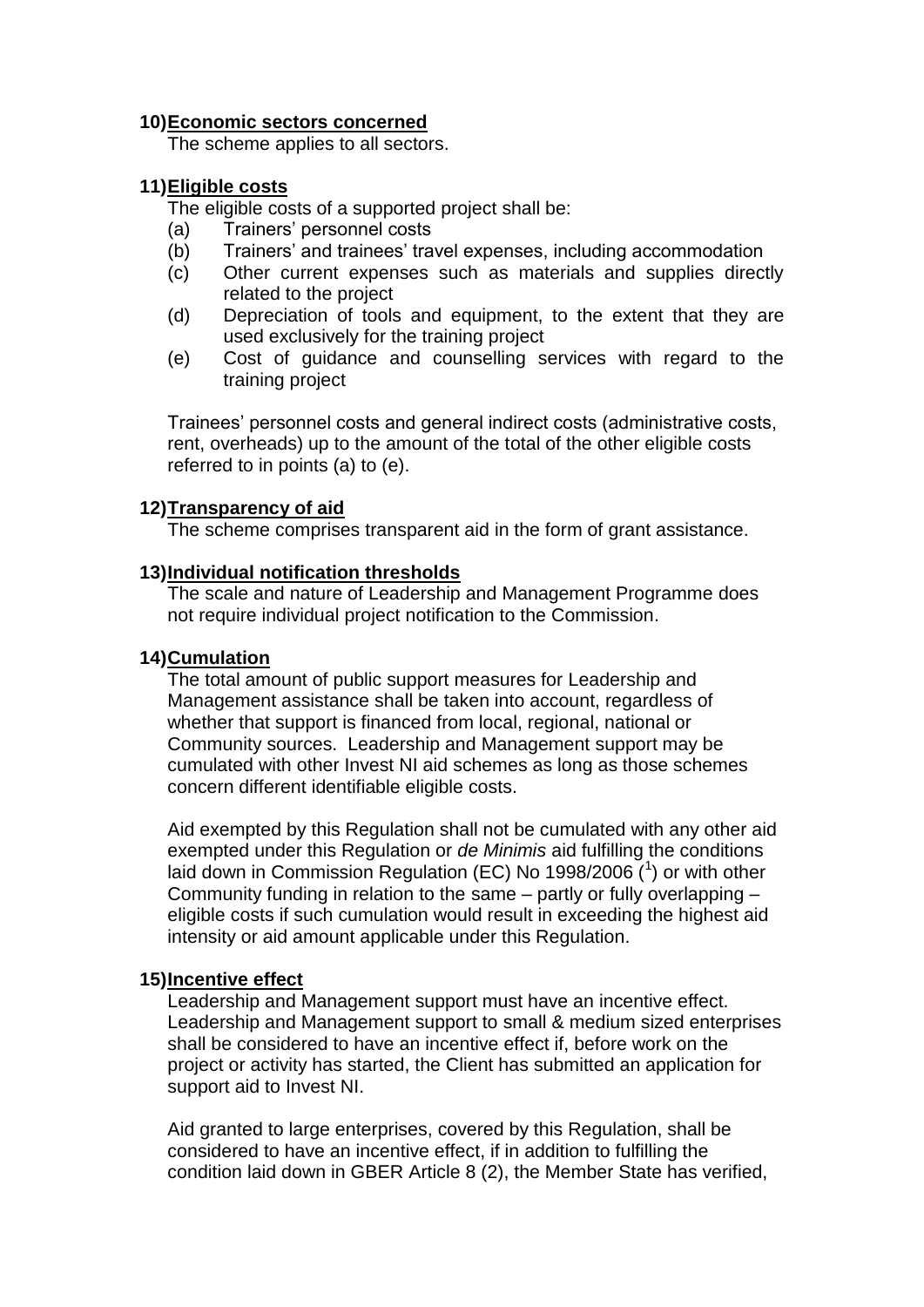**10) Economic sectors concerned**

The scheme applies to all sectors.

**11) Eligible costs**

The eligible costs of a supported project shall be:

(a) Trainers' personnel costs
(b) Trainers' and trainees' travel expenses, including accommodation
(c) Other current expenses such as materials and supplies directly related to the project
(d) Depreciation of tools and equipment, to the extent that they are used exclusively for the training project
(e) Cost of guidance and counselling services with regard to the training project

Trainees' personnel costs and general indirect costs (administrative costs, rent, overheads) up to the amount of the total of the other eligible costs referred to in points (a) to (e).

**12) Transparency of aid**

The scheme comprises transparent aid in the form of grant assistance.

**13) Individual notification thresholds**

The scale and nature of Leadership and Management Programme does not require individual project notification to the Commission.

**14) Cumulation**

The total amount of public support measures for Leadership and Management assistance shall be taken into account, regardless of whether that support is financed from local, regional, national or Community sources. Leadership and Management support may be cumulated with other Invest NI aid schemes as long as those schemes concern different identifiable eligible costs.

Aid exempted by this Regulation shall not be cumulated with any other aid exempted under this Regulation or *de Minimis* aid fulfilling the conditions laid down in Commission Regulation (EC) No 1998/2006 ([1]) or with other Community funding in relation to the same – partly or fully overlapping – eligible costs if such cumulation would result in exceeding the highest aid intensity or aid amount applicable under this Regulation.

**15) Incentive effect**

Leadership and Management support must have an incentive effect. Leadership and Management support to small & medium sized enterprises shall be considered to have an incentive effect if, before work on the project or activity has started, the Client has submitted an application for support aid to Invest NI.

Aid granted to large enterprises, covered by this Regulation, shall be considered to have an incentive effect, if in addition to fulfilling the condition laid down in GBER Article 8 (2), the Member State has verified,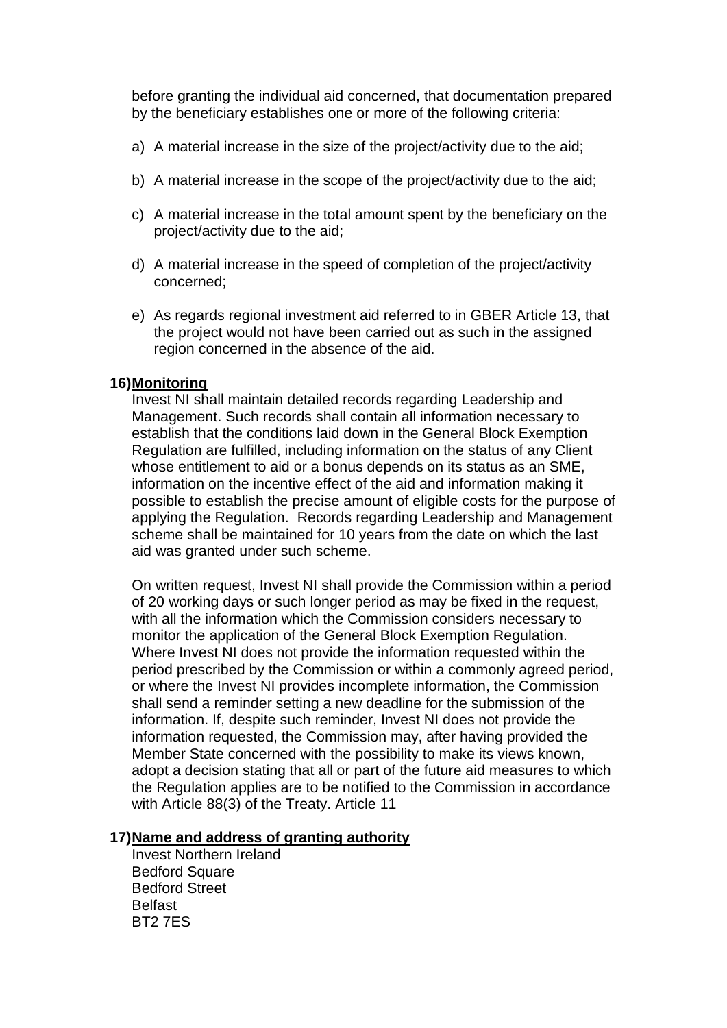before granting the individual aid concerned, that documentation prepared by the beneficiary establishes one or more of the following criteria:

a) A material increase in the size of the project/activity due to the aid;

b) A material increase in the scope of the project/activity due to the aid;

c) A material increase in the total amount spent by the beneficiary on the project/activity due to the aid;

d) A material increase in the speed of completion of the project/activity concerned;

e) As regards regional investment aid referred to in GBER Article 13, that the project would not have been carried out as such in the assigned region concerned in the absence of the aid.

**16)** **<u>Monitoring</u>**

Invest NI shall maintain detailed records regarding Leadership and Management. Such records shall contain all information necessary to establish that the conditions laid down in the General Block Exemption Regulation are fulfilled, including information on the status of any Client whose entitlement to aid or a bonus depends on its status as an SME, information on the incentive effect of the aid and information making it possible to establish the precise amount of eligible costs for the purpose of applying the Regulation. Records regarding Leadership and Management scheme shall be maintained for 10 years from the date on which the last aid was granted under such scheme.

On written request, Invest NI shall provide the Commission within a period of 20 working days or such longer period as may be fixed in the request, with all the information which the Commission considers necessary to monitor the application of the General Block Exemption Regulation. Where Invest NI does not provide the information requested within the period prescribed by the Commission or within a commonly agreed period, or where the Invest NI provides incomplete information, the Commission shall send a reminder setting a new deadline for the submission of the information. If, despite such reminder, Invest NI does not provide the information requested, the Commission may, after having provided the Member State concerned with the possibility to make its views known, adopt a decision stating that all or part of the future aid measures to which the Regulation applies are to be notified to the Commission in accordance with Article 88(3) of the Treaty. Article 11

**17)** **<u>Name and address of granting authority</u>**

Invest Northern Ireland
Bedford Square
Bedford Street
Belfast
BT2 7ES